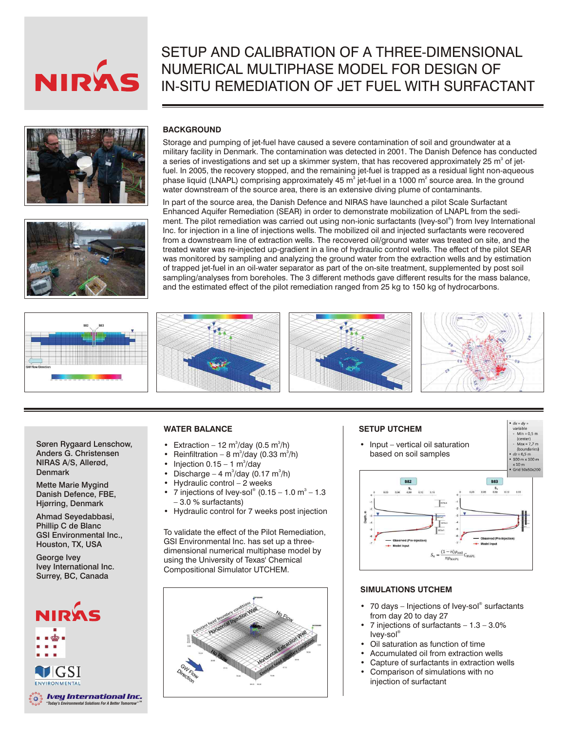# SETUP AND CALIBRATION OF A THREE-DIMENSIONAL NUMERICAL MULTIPHASE MODEL FOR DESIGN OF IN-SITU REMEDIATION OF JET FUEL WITH SURFACTANT

## BACKGROUND

Storage and pumping of jet-fuel have caused a severe contamination of soil and groundwater at a military facility in Denmark. The contamination was detected in 2001. The Danish Defence has conducted a series of investigations and set up a skimmer system, that has recovered approximately 25 m$^3$ of jet-fuel. In 2005, the recovery stopped, and the remaining jet-fuel is trapped as a residual light non-aqueous phase liquid (LNAPL) comprising approximately 45 m$^3$ jet-fuel in a 1000 m$^2$ source area. In the ground water downstream of the source area, there is an extensive diving plume of contaminants.

In part of the source area, the Danish Defence and NIRAS have launched a pilot Scale Surfactant Enhanced Aquifer Remediation (SEAR) in order to demonstrate mobilization of LNAPL from the sediment. The pilot remediation was carried out using non-ionic surfactants (Ivey-sol®) from Ivey International Inc. for injection in a line of injections wells. The mobilized oil and injected surfactants were recovered from a downstream line of extraction wells. The recovered oil/ground water was treated on site, and the treated water was re-injected up-gradient in a line of hydraulic control wells. The effect of the pilot SEAR was monitored by sampling and analyzing the ground water from the extraction wells and by estimation of trapped jet-fuel in an oil-water separator as part of the on-site treatment, supplemented by post soil sampling/analyses from boreholes. The 3 different methods gave different results for the mass balance, and the estimated effect of the pilot remediation ranged from 25 kg to 150 kg of hydrocarbons.

Søren Rygaard Lenschow,
Anders G. Christensen
NIRAS A/S, Allerød, Denmark

Mette Marie Mygind
Danish Defence, FBE, Hjørring, Denmark

Ahmad Seyedabbasi,
Phillip C de Blanc
GSI Environmental Inc., Houston, TX, USA

George Ivey
Ivey International Inc. Surrey, BC, Canada

## WATER BALANCE

- Extraction – 12 m$^3$/day (0.5 m$^3$/h)
- Reinfiltration – 8 m$^3$/day (0.33 m$^3$/h)
- Injection 0.15 – 1 m$^3$/day
- Discharge – 4 m$^3$/day (0.17 m$^3$/h)
- Hydraulic control – 2 weeks
- 7 injections of Ivey-sol® (0.15 – 1.0 m$^3$ – 1.3 – 3.0 % surfactants)
- Hydraulic control for 7 weeks post injection

To validate the effect of the Pilot Remediation, GSI Environmental Inc. has set up a three-dimensional numerical multiphase model by using the University of Texas' Chemical Compositional Simulator UTCHEM.

## SETUP UTCHEM

- Input – vertical oil saturation based on soil samples

- dx = dy = variable
  - Min = 0,5 m (center)
  - Max = 7,7 m (boundaries)
- dz = 0,5 m
- 100 m x 100 m x 10 m
- Grid 50x50x200

$$S_n = \frac{(1-n)\rho_{soil}}{n\rho_{NAPL}} C_{NAPL}$$

## SIMULATIONS UTCHEM

- 70 days – Injections of Ivey-sol® surfactants from day 20 to day 27
- 7 injections of surfactants – 1.3 – 3.0% Ivey-sol®
- Oil saturation as function of time
- Accumulated oil from extraction wells
- Capture of surfactants in extraction wells
- Comparison of simulations with no injection of surfactant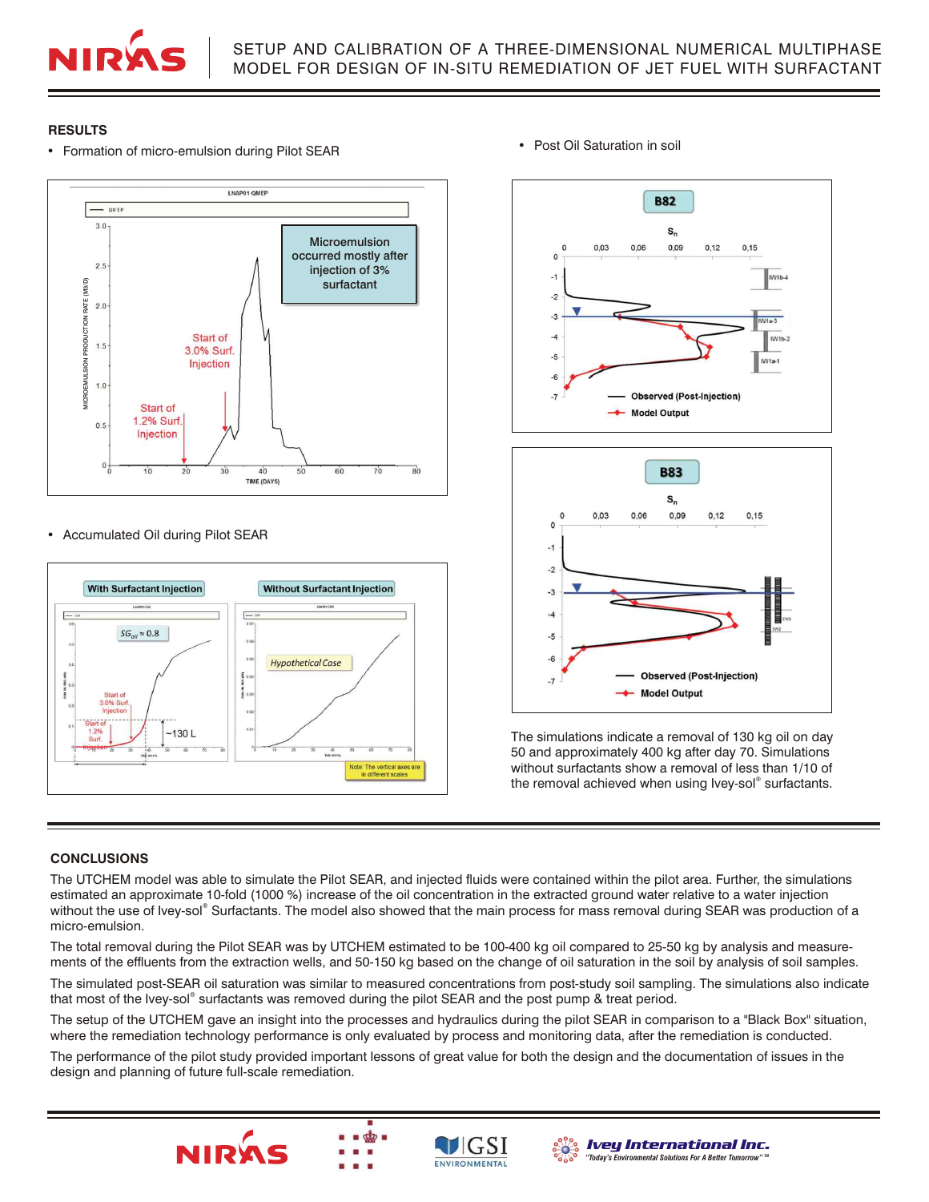## RESULTS

- Formation of micro-emulsion during Pilot SEAR

LNAP01 QMEP
QMEP
MICROEMULSION PRODUCTION RATE (M3/D)
3.0
2.5
2.0
1.5
1.0
0.5
0
0 10 20 30 40 50 60 70 80
TIME (DAYS)
Microemulsion occurred mostly after injection of 3% surfactant
Start of 3.0% Surf. Injection
Start of 1.2% Surf. Injection

- Accumulated Oil during Pilot SEAR

With Surfactant Injection
$SG_{oil} \approx 0.8$
Start of 3.0% Surf. Injection
Start of 1.2% Surf. Injection
~130 L

Without Surfactant Injection
Hypothetical Case
Note: The vertical axes are in different scales

- Post Oil Saturation in soil

B82
$S_n$
0 0,03 0,06 0,09 0,12 0,15
0 -1 -2 -3 -4 -5 -6 -7
IW1b-4
IW1a-3
IW1b-2
IW1a-1
Observed (Post-Injection)
Model Output

B83
$S_n$
0 0,03 0,06 0,09 0,12 0,15
0 -1 -2 -3 -4 -5 -6 -7
EW1
EW2
Observed (Post-Injection)
Model Output

The simulations indicate a removal of 130 kg oil on day 50 and approximately 400 kg after day 70. Simulations without surfactants show a removal of less than 1/10 of the removal achieved when using Ivey-sol® surfactants.

## CONCLUSIONS

The UTCHEM model was able to simulate the Pilot SEAR, and injected fluids were contained within the pilot area. Further, the simulations estimated an approximate 10-fold (1000 %) increase of the oil concentration in the extracted ground water relative to a water injection without the use of Ivey-sol® Surfactants. The model also showed that the main process for mass removal during SEAR was production of a micro-emulsion.

The total removal during the Pilot SEAR was by UTCHEM estimated to be 100-400 kg oil compared to 25-50 kg by analysis and measurements of the effluents from the extraction wells, and 50-150 kg based on the change of oil saturation in the soil by analysis of soil samples.

The simulated post-SEAR oil saturation was similar to measured concentrations from post-study soil sampling. The simulations also indicate that most of the Ivey-sol® surfactants was removed during the pilot SEAR and the post pump & treat period.

The setup of the UTCHEM gave an insight into the processes and hydraulics during the pilot SEAR in comparison to a "Black Box" situation, where the remediation technology performance is only evaluated by process and monitoring data, after the remediation is conducted.

The performance of the pilot study provided important lessons of great value for both the design and the documentation of issues in the design and planning of future full-scale remediation.

NIRAS GSI ENVIRONMENTAL Ivey International Inc. "Today's Environmental Solutions For A Better Tomorrow"™